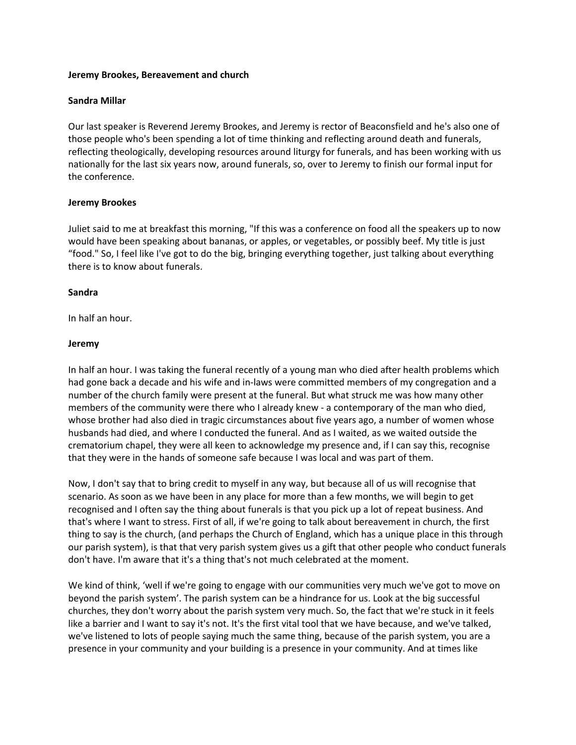**Jeremy Brookes, Bereavement and church**

**Sandra Millar**

Our last speaker is Reverend Jeremy Brookes, and Jeremy is rector of Beaconsfield and he's also one of those people who's been spending a lot of time thinking and reflecting around death and funerals, reflecting theologically, developing resources around liturgy for funerals, and has been working with us nationally for the last six years now, around funerals, so, over to Jeremy to finish our formal input for the conference.

**Jeremy Brookes**

Juliet said to me at breakfast this morning, "If this was a conference on food all the speakers up to now would have been speaking about bananas, or apples, or vegetables, or possibly beef. My title is just “food." So, I feel like I've got to do the big, bringing everything together, just talking about everything there is to know about funerals.

**Sandra**

In half an hour.

**Jeremy**

In half an hour. I was taking the funeral recently of a young man who died after health problems which had gone back a decade and his wife and in-laws were committed members of my congregation and a number of the church family were present at the funeral. But what struck me was how many other members of the community were there who I already knew - a contemporary of the man who died, whose brother had also died in tragic circumstances about five years ago, a number of women whose husbands had died, and where I conducted the funeral. And as I waited, as we waited outside the crematorium chapel, they were all keen to acknowledge my presence and, if I can say this, recognise that they were in the hands of someone safe because I was local and was part of them.

Now, I don't say that to bring credit to myself in any way, but because all of us will recognise that scenario. As soon as we have been in any place for more than a few months, we will begin to get recognised and I often say the thing about funerals is that you pick up a lot of repeat business. And that's where I want to stress. First of all, if we're going to talk about bereavement in church, the first thing to say is the church, (and perhaps the Church of England, which has a unique place in this through our parish system), is that that very parish system gives us a gift that other people who conduct funerals don't have. I'm aware that it's a thing that's not much celebrated at the moment.

We kind of think, ‘well if we're going to engage with our communities very much we've got to move on beyond the parish system’. The parish system can be a hindrance for us. Look at the big successful churches, they don't worry about the parish system very much. So, the fact that we're stuck in it feels like a barrier and I want to say it's not. It's the first vital tool that we have because, and we've talked, we've listened to lots of people saying much the same thing, because of the parish system, you are a presence in your community and your building is a presence in your community. And at times like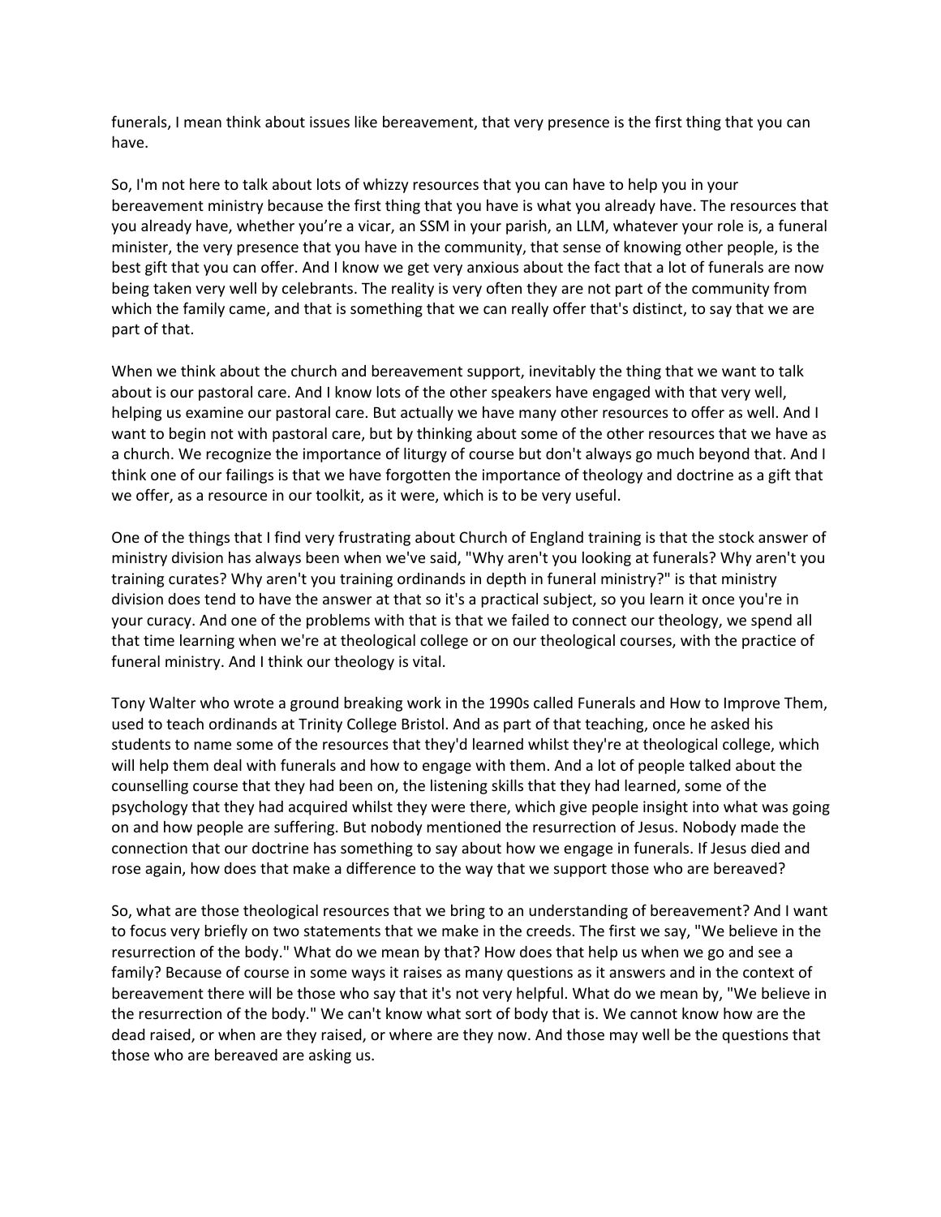funerals, I mean think about issues like bereavement, that very presence is the first thing that you can have.

So, I'm not here to talk about lots of whizzy resources that you can have to help you in your bereavement ministry because the first thing that you have is what you already have. The resources that you already have, whether you're a vicar, an SSM in your parish, an LLM, whatever your role is, a funeral minister, the very presence that you have in the community, that sense of knowing other people, is the best gift that you can offer. And I know we get very anxious about the fact that a lot of funerals are now being taken very well by celebrants. The reality is very often they are not part of the community from which the family came, and that is something that we can really offer that's distinct, to say that we are part of that.

When we think about the church and bereavement support, inevitably the thing that we want to talk about is our pastoral care. And I know lots of the other speakers have engaged with that very well, helping us examine our pastoral care. But actually we have many other resources to offer as well. And I want to begin not with pastoral care, but by thinking about some of the other resources that we have as a church. We recognize the importance of liturgy of course but don't always go much beyond that. And I think one of our failings is that we have forgotten the importance of theology and doctrine as a gift that we offer, as a resource in our toolkit, as it were, which is to be very useful.

One of the things that I find very frustrating about Church of England training is that the stock answer of ministry division has always been when we've said, "Why aren't you looking at funerals? Why aren't you training curates? Why aren't you training ordinands in depth in funeral ministry?" is that ministry division does tend to have the answer at that so it's a practical subject, so you learn it once you're in your curacy. And one of the problems with that is that we failed to connect our theology, we spend all that time learning when we're at theological college or on our theological courses, with the practice of funeral ministry. And I think our theology is vital.

Tony Walter who wrote a ground breaking work in the 1990s called Funerals and How to Improve Them, used to teach ordinands at Trinity College Bristol. And as part of that teaching, once he asked his students to name some of the resources that they'd learned whilst they're at theological college, which will help them deal with funerals and how to engage with them. And a lot of people talked about the counselling course that they had been on, the listening skills that they had learned, some of the psychology that they had acquired whilst they were there, which give people insight into what was going on and how people are suffering. But nobody mentioned the resurrection of Jesus. Nobody made the connection that our doctrine has something to say about how we engage in funerals. If Jesus died and rose again, how does that make a difference to the way that we support those who are bereaved?

So, what are those theological resources that we bring to an understanding of bereavement? And I want to focus very briefly on two statements that we make in the creeds. The first we say, "We believe in the resurrection of the body." What do we mean by that? How does that help us when we go and see a family? Because of course in some ways it raises as many questions as it answers and in the context of bereavement there will be those who say that it's not very helpful. What do we mean by, "We believe in the resurrection of the body." We can't know what sort of body that is. We cannot know how are the dead raised, or when are they raised, or where are they now. And those may well be the questions that those who are bereaved are asking us.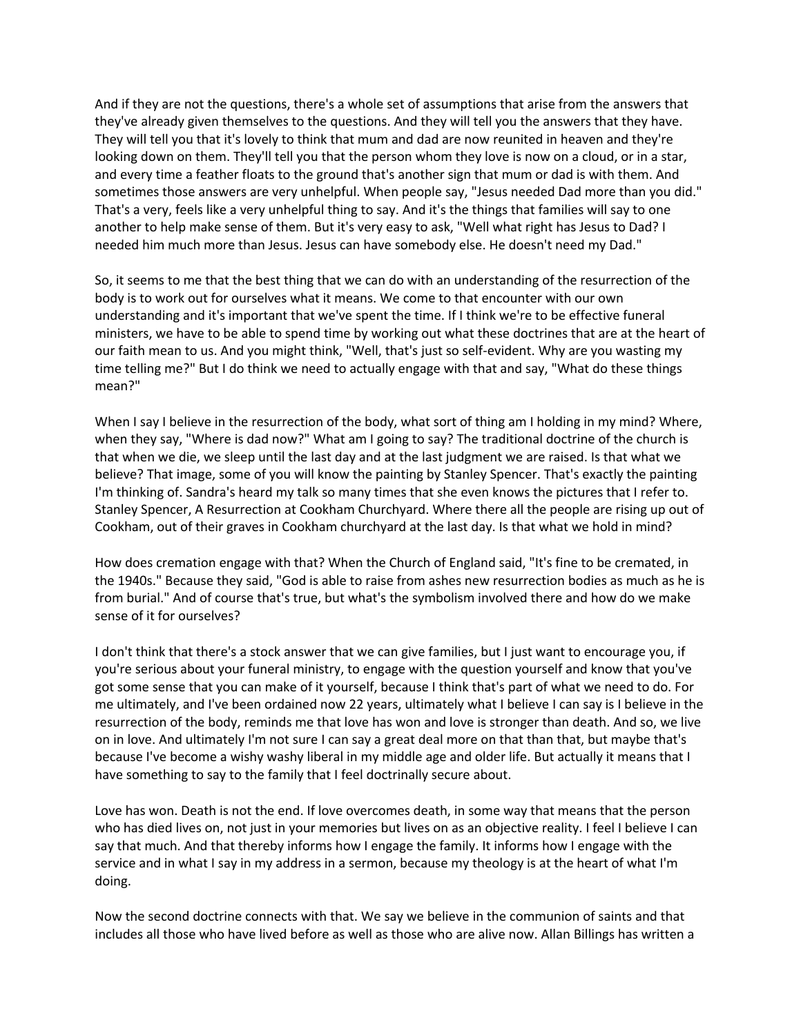And if they are not the questions, there's a whole set of assumptions that arise from the answers that they've already given themselves to the questions. And they will tell you the answers that they have. They will tell you that it's lovely to think that mum and dad are now reunited in heaven and they're looking down on them. They'll tell you that the person whom they love is now on a cloud, or in a star, and every time a feather floats to the ground that's another sign that mum or dad is with them. And sometimes those answers are very unhelpful. When people say, "Jesus needed Dad more than you did." That's a very, feels like a very unhelpful thing to say. And it's the things that families will say to one another to help make sense of them. But it's very easy to ask, "Well what right has Jesus to Dad? I needed him much more than Jesus. Jesus can have somebody else. He doesn't need my Dad."

So, it seems to me that the best thing that we can do with an understanding of the resurrection of the body is to work out for ourselves what it means. We come to that encounter with our own understanding and it's important that we've spent the time. If I think we're to be effective funeral ministers, we have to be able to spend time by working out what these doctrines that are at the heart of our faith mean to us. And you might think, "Well, that's just so self-evident. Why are you wasting my time telling me?" But I do think we need to actually engage with that and say, "What do these things mean?"

When I say I believe in the resurrection of the body, what sort of thing am I holding in my mind? Where, when they say, "Where is dad now?" What am I going to say? The traditional doctrine of the church is that when we die, we sleep until the last day and at the last judgment we are raised. Is that what we believe? That image, some of you will know the painting by Stanley Spencer. That's exactly the painting I'm thinking of. Sandra's heard my talk so many times that she even knows the pictures that I refer to. Stanley Spencer, A Resurrection at Cookham Churchyard. Where there all the people are rising up out of Cookham, out of their graves in Cookham churchyard at the last day. Is that what we hold in mind?

How does cremation engage with that? When the Church of England said, "It's fine to be cremated, in the 1940s." Because they said, "God is able to raise from ashes new resurrection bodies as much as he is from burial." And of course that's true, but what's the symbolism involved there and how do we make sense of it for ourselves?

I don't think that there's a stock answer that we can give families, but I just want to encourage you, if you're serious about your funeral ministry, to engage with the question yourself and know that you've got some sense that you can make of it yourself, because I think that's part of what we need to do. For me ultimately, and I've been ordained now 22 years, ultimately what I believe I can say is I believe in the resurrection of the body, reminds me that love has won and love is stronger than death. And so, we live on in love. And ultimately I'm not sure I can say a great deal more on that than that, but maybe that's because I've become a wishy washy liberal in my middle age and older life. But actually it means that I have something to say to the family that I feel doctrinally secure about.

Love has won. Death is not the end. If love overcomes death, in some way that means that the person who has died lives on, not just in your memories but lives on as an objective reality. I feel I believe I can say that much. And that thereby informs how I engage the family. It informs how I engage with the service and in what I say in my address in a sermon, because my theology is at the heart of what I'm doing.

Now the second doctrine connects with that. We say we believe in the communion of saints and that includes all those who have lived before as well as those who are alive now. Allan Billings has written a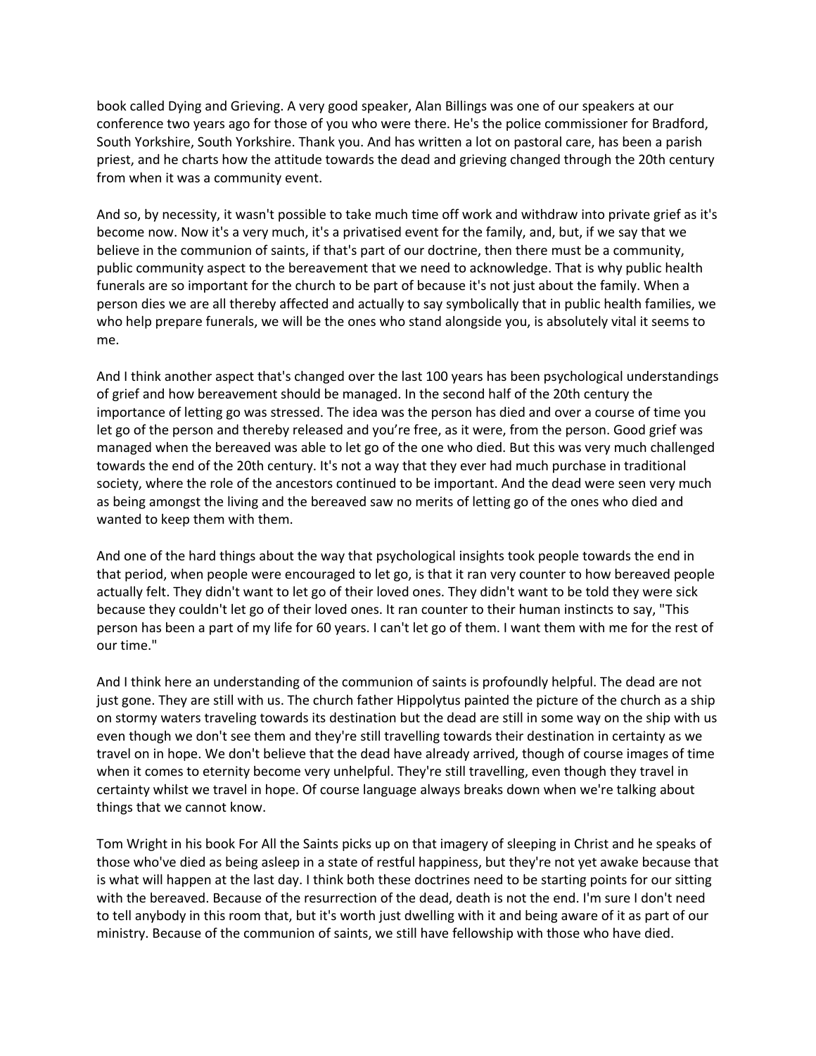book called Dying and Grieving. A very good speaker, Alan Billings was one of our speakers at our conference two years ago for those of you who were there. He's the police commissioner for Bradford, South Yorkshire, South Yorkshire. Thank you. And has written a lot on pastoral care, has been a parish priest, and he charts how the attitude towards the dead and grieving changed through the 20th century from when it was a community event.

And so, by necessity, it wasn't possible to take much time off work and withdraw into private grief as it's become now. Now it's a very much, it's a privatised event for the family, and, but, if we say that we believe in the communion of saints, if that's part of our doctrine, then there must be a community, public community aspect to the bereavement that we need to acknowledge. That is why public health funerals are so important for the church to be part of because it's not just about the family. When a person dies we are all thereby affected and actually to say symbolically that in public health families, we who help prepare funerals, we will be the ones who stand alongside you, is absolutely vital it seems to me.

And I think another aspect that's changed over the last 100 years has been psychological understandings of grief and how bereavement should be managed. In the second half of the 20th century the importance of letting go was stressed. The idea was the person has died and over a course of time you let go of the person and thereby released and you're free, as it were, from the person. Good grief was managed when the bereaved was able to let go of the one who died. But this was very much challenged towards the end of the 20th century. It's not a way that they ever had much purchase in traditional society, where the role of the ancestors continued to be important. And the dead were seen very much as being amongst the living and the bereaved saw no merits of letting go of the ones who died and wanted to keep them with them.

And one of the hard things about the way that psychological insights took people towards the end in that period, when people were encouraged to let go, is that it ran very counter to how bereaved people actually felt. They didn't want to let go of their loved ones. They didn't want to be told they were sick because they couldn't let go of their loved ones. It ran counter to their human instincts to say, "This person has been a part of my life for 60 years. I can't let go of them. I want them with me for the rest of our time."

And I think here an understanding of the communion of saints is profoundly helpful. The dead are not just gone. They are still with us. The church father Hippolytus painted the picture of the church as a ship on stormy waters traveling towards its destination but the dead are still in some way on the ship with us even though we don't see them and they're still travelling towards their destination in certainty as we travel on in hope. We don't believe that the dead have already arrived, though of course images of time when it comes to eternity become very unhelpful. They're still travelling, even though they travel in certainty whilst we travel in hope. Of course language always breaks down when we're talking about things that we cannot know.

Tom Wright in his book For All the Saints picks up on that imagery of sleeping in Christ and he speaks of those who've died as being asleep in a state of restful happiness, but they're not yet awake because that is what will happen at the last day. I think both these doctrines need to be starting points for our sitting with the bereaved. Because of the resurrection of the dead, death is not the end. I'm sure I don't need to tell anybody in this room that, but it's worth just dwelling with it and being aware of it as part of our ministry. Because of the communion of saints, we still have fellowship with those who have died.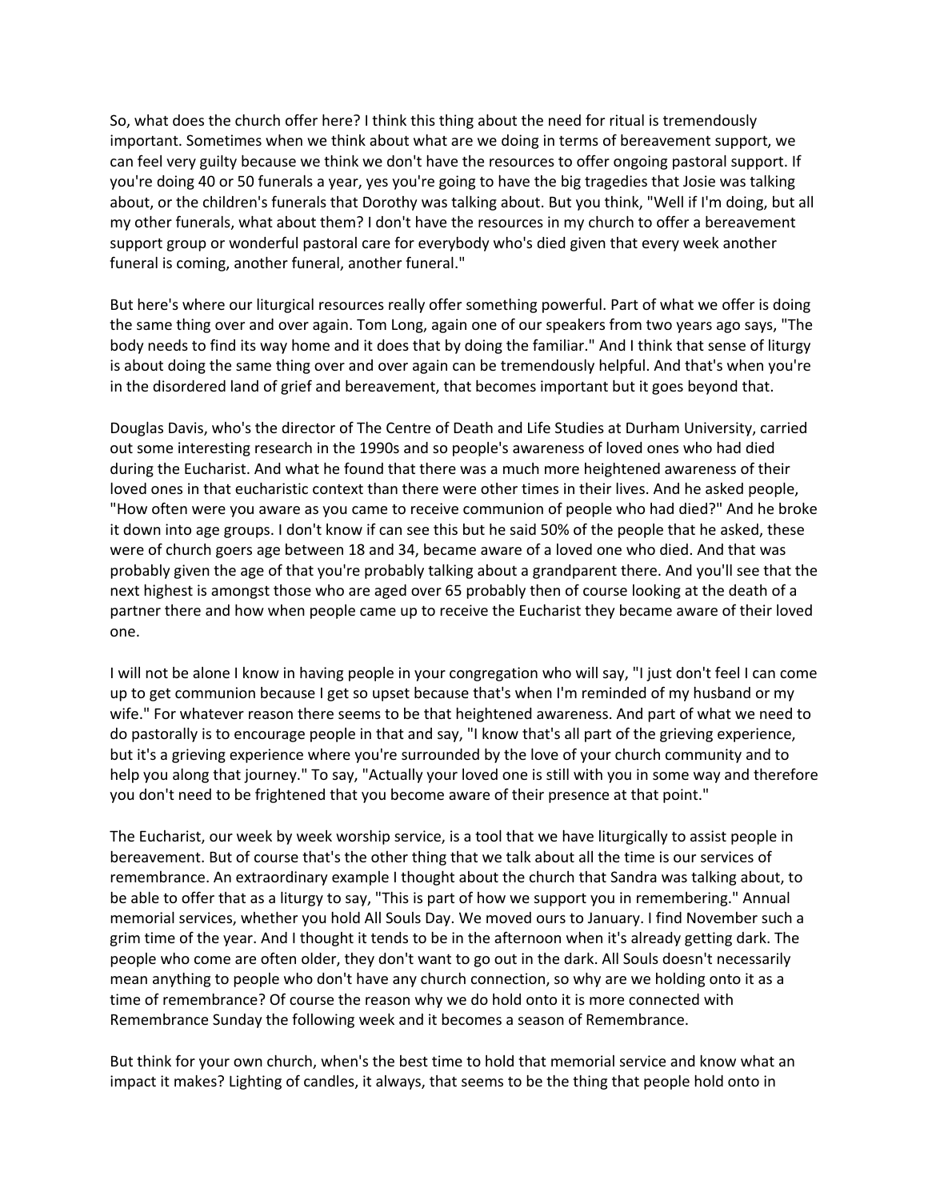So, what does the church offer here? I think this thing about the need for ritual is tremendously important. Sometimes when we think about what are we doing in terms of bereavement support, we can feel very guilty because we think we don't have the resources to offer ongoing pastoral support. If you're doing 40 or 50 funerals a year, yes you're going to have the big tragedies that Josie was talking about, or the children's funerals that Dorothy was talking about. But you think, "Well if I'm doing, but all my other funerals, what about them? I don't have the resources in my church to offer a bereavement support group or wonderful pastoral care for everybody who's died given that every week another funeral is coming, another funeral, another funeral."

But here's where our liturgical resources really offer something powerful. Part of what we offer is doing the same thing over and over again. Tom Long, again one of our speakers from two years ago says, "The body needs to find its way home and it does that by doing the familiar." And I think that sense of liturgy is about doing the same thing over and over again can be tremendously helpful. And that's when you're in the disordered land of grief and bereavement, that becomes important but it goes beyond that.

Douglas Davis, who's the director of The Centre of Death and Life Studies at Durham University, carried out some interesting research in the 1990s and so people's awareness of loved ones who had died during the Eucharist. And what he found that there was a much more heightened awareness of their loved ones in that eucharistic context than there were other times in their lives. And he asked people, "How often were you aware as you came to receive communion of people who had died?" And he broke it down into age groups. I don't know if can see this but he said 50% of the people that he asked, these were of church goers age between 18 and 34, became aware of a loved one who died. And that was probably given the age of that you're probably talking about a grandparent there. And you'll see that the next highest is amongst those who are aged over 65 probably then of course looking at the death of a partner there and how when people came up to receive the Eucharist they became aware of their loved one.

I will not be alone I know in having people in your congregation who will say, "I just don't feel I can come up to get communion because I get so upset because that's when I'm reminded of my husband or my wife." For whatever reason there seems to be that heightened awareness. And part of what we need to do pastorally is to encourage people in that and say, "I know that's all part of the grieving experience, but it's a grieving experience where you're surrounded by the love of your church community and to help you along that journey." To say, "Actually your loved one is still with you in some way and therefore you don't need to be frightened that you become aware of their presence at that point."

The Eucharist, our week by week worship service, is a tool that we have liturgically to assist people in bereavement. But of course that's the other thing that we talk about all the time is our services of remembrance. An extraordinary example I thought about the church that Sandra was talking about, to be able to offer that as a liturgy to say, "This is part of how we support you in remembering." Annual memorial services, whether you hold All Souls Day. We moved ours to January. I find November such a grim time of the year. And I thought it tends to be in the afternoon when it's already getting dark. The people who come are often older, they don't want to go out in the dark. All Souls doesn't necessarily mean anything to people who don't have any church connection, so why are we holding onto it as a time of remembrance? Of course the reason why we do hold onto it is more connected with Remembrance Sunday the following week and it becomes a season of Remembrance.

But think for your own church, when's the best time to hold that memorial service and know what an impact it makes? Lighting of candles, it always, that seems to be the thing that people hold onto in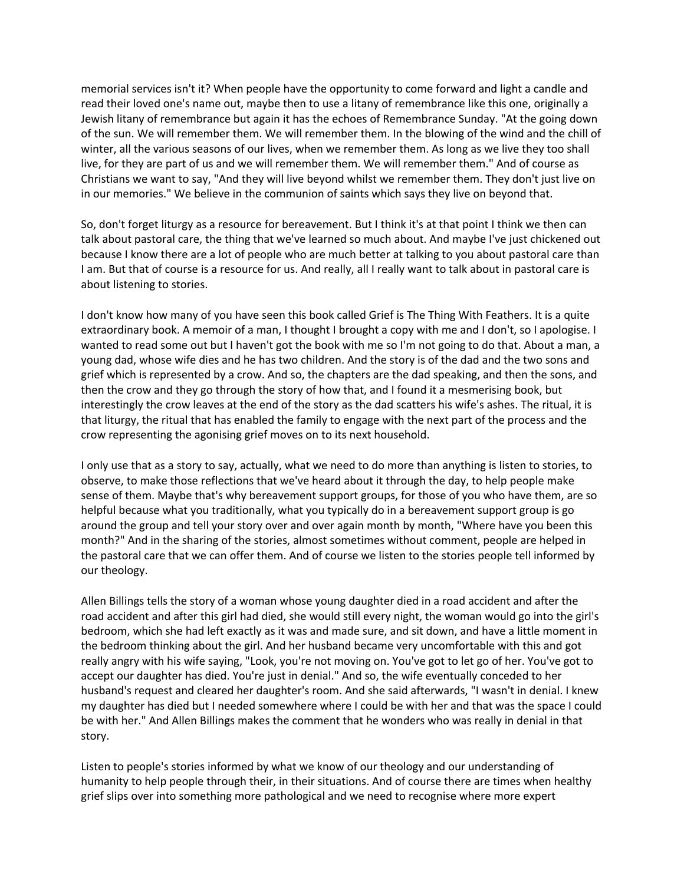memorial services isn't it? When people have the opportunity to come forward and light a candle and read their loved one's name out, maybe then to use a litany of remembrance like this one, originally a Jewish litany of remembrance but again it has the echoes of Remembrance Sunday. "At the going down of the sun. We will remember them. We will remember them. In the blowing of the wind and the chill of winter, all the various seasons of our lives, when we remember them. As long as we live they too shall live, for they are part of us and we will remember them. We will remember them." And of course as Christians we want to say, "And they will live beyond whilst we remember them. They don't just live on in our memories." We believe in the communion of saints which says they live on beyond that.

So, don't forget liturgy as a resource for bereavement. But I think it's at that point I think we then can talk about pastoral care, the thing that we've learned so much about. And maybe I've just chickened out because I know there are a lot of people who are much better at talking to you about pastoral care than I am. But that of course is a resource for us. And really, all I really want to talk about in pastoral care is about listening to stories.

I don't know how many of you have seen this book called Grief is The Thing With Feathers. It is a quite extraordinary book. A memoir of a man, I thought I brought a copy with me and I don't, so I apologise. I wanted to read some out but I haven't got the book with me so I'm not going to do that. About a man, a young dad, whose wife dies and he has two children. And the story is of the dad and the two sons and grief which is represented by a crow. And so, the chapters are the dad speaking, and then the sons, and then the crow and they go through the story of how that, and I found it a mesmerising book, but interestingly the crow leaves at the end of the story as the dad scatters his wife's ashes. The ritual, it is that liturgy, the ritual that has enabled the family to engage with the next part of the process and the crow representing the agonising grief moves on to its next household.

I only use that as a story to say, actually, what we need to do more than anything is listen to stories, to observe, to make those reflections that we've heard about it through the day, to help people make sense of them. Maybe that's why bereavement support groups, for those of you who have them, are so helpful because what you traditionally, what you typically do in a bereavement support group is go around the group and tell your story over and over again month by month, "Where have you been this month?" And in the sharing of the stories, almost sometimes without comment, people are helped in the pastoral care that we can offer them. And of course we listen to the stories people tell informed by our theology.

Allen Billings tells the story of a woman whose young daughter died in a road accident and after the road accident and after this girl had died, she would still every night, the woman would go into the girl's bedroom, which she had left exactly as it was and made sure, and sit down, and have a little moment in the bedroom thinking about the girl. And her husband became very uncomfortable with this and got really angry with his wife saying, "Look, you're not moving on. You've got to let go of her. You've got to accept our daughter has died. You're just in denial." And so, the wife eventually conceded to her husband's request and cleared her daughter's room. And she said afterwards, "I wasn't in denial. I knew my daughter has died but I needed somewhere where I could be with her and that was the space I could be with her." And Allen Billings makes the comment that he wonders who was really in denial in that story.

Listen to people's stories informed by what we know of our theology and our understanding of humanity to help people through their, in their situations. And of course there are times when healthy grief slips over into something more pathological and we need to recognise where more expert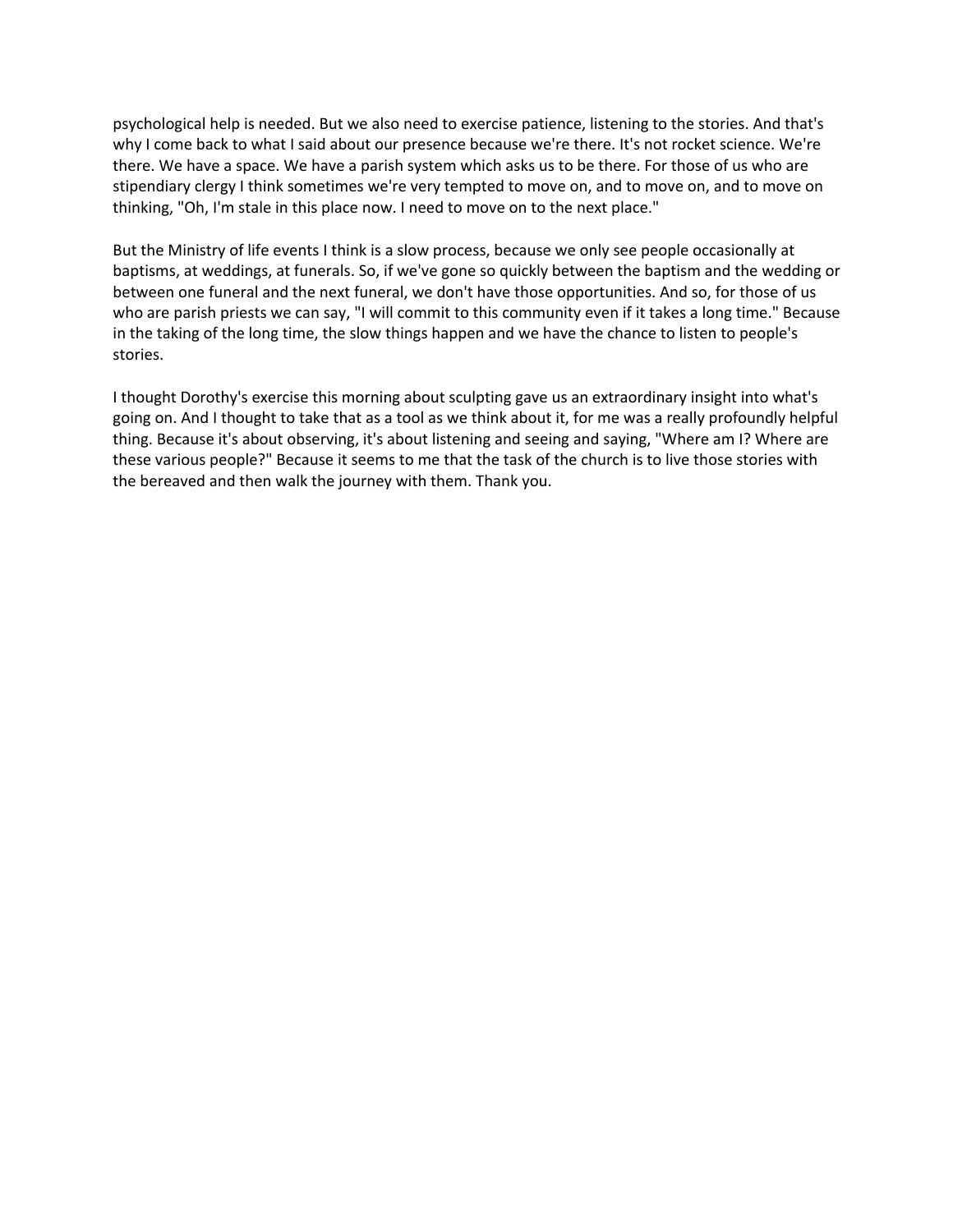psychological help is needed. But we also need to exercise patience, listening to the stories. And that's why I come back to what I said about our presence because we're there. It's not rocket science. We're there. We have a space. We have a parish system which asks us to be there. For those of us who are stipendiary clergy I think sometimes we're very tempted to move on, and to move on, and to move on thinking, "Oh, I'm stale in this place now. I need to move on to the next place."

But the Ministry of life events I think is a slow process, because we only see people occasionally at baptisms, at weddings, at funerals. So, if we've gone so quickly between the baptism and the wedding or between one funeral and the next funeral, we don't have those opportunities. And so, for those of us who are parish priests we can say, "I will commit to this community even if it takes a long time." Because in the taking of the long time, the slow things happen and we have the chance to listen to people's stories.

I thought Dorothy's exercise this morning about sculpting gave us an extraordinary insight into what's going on. And I thought to take that as a tool as we think about it, for me was a really profoundly helpful thing. Because it's about observing, it's about listening and seeing and saying, "Where am I? Where are these various people?" Because it seems to me that the task of the church is to live those stories with the bereaved and then walk the journey with them. Thank you.